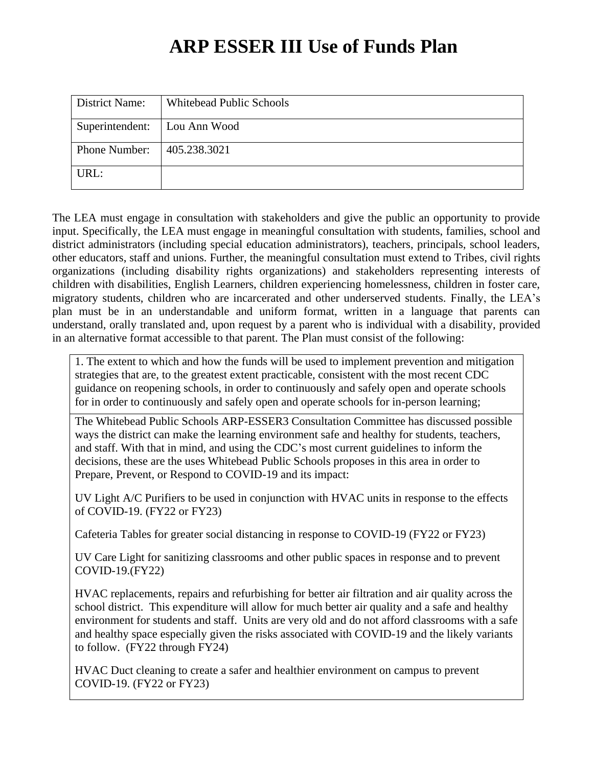# ARP ESSER III Use of Funds Plan

| District Name: | Whitebead Public Schools |
|---|---|
| Superintendent: | Lou Ann Wood |
| Phone Number: | 405.238.3021 |
| URL: | |

The LEA must engage in consultation with stakeholders and give the public an opportunity to provide input. Specifically, the LEA must engage in meaningful consultation with students, families, school and district administrators (including special education administrators), teachers, principals, school leaders, other educators, staff and unions. Further, the meaningful consultation must extend to Tribes, civil rights organizations (including disability rights organizations) and stakeholders representing interests of children with disabilities, English Learners, children experiencing homelessness, children in foster care, migratory students, children who are incarcerated and other underserved students. Finally, the LEA's plan must be in an understandable and uniform format, written in a language that parents can understand, orally translated and, upon request by a parent who is individual with a disability, provided in an alternative format accessible to that parent. The Plan must consist of the following:

1. The extent to which and how the funds will be used to implement prevention and mitigation strategies that are, to the greatest extent practicable, consistent with the most recent CDC guidance on reopening schools, in order to continuously and safely open and operate schools for in order to continuously and safely open and operate schools for in-person learning;

The Whitebead Public Schools ARP-ESSER3 Consultation Committee has discussed possible ways the district can make the learning environment safe and healthy for students, teachers, and staff. With that in mind, and using the CDC's most current guidelines to inform the decisions, these are the uses Whitebead Public Schools proposes in this area in order to Prepare, Prevent, or Respond to COVID-19 and its impact:

UV Light A/C Purifiers to be used in conjunction with HVAC units in response to the effects of COVID-19. (FY22 or FY23)

Cafeteria Tables for greater social distancing in response to COVID-19 (FY22 or FY23)

UV Care Light for sanitizing classrooms and other public spaces in response and to prevent COVID-19.(FY22)

HVAC replacements, repairs and refurbishing for better air filtration and air quality across the school district. This expenditure will allow for much better air quality and a safe and healthy environment for students and staff. Units are very old and do not afford classrooms with a safe and healthy space especially given the risks associated with COVID-19 and the likely variants to follow. (FY22 through FY24)

HVAC Duct cleaning to create a safer and healthier environment on campus to prevent COVID-19. (FY22 or FY23)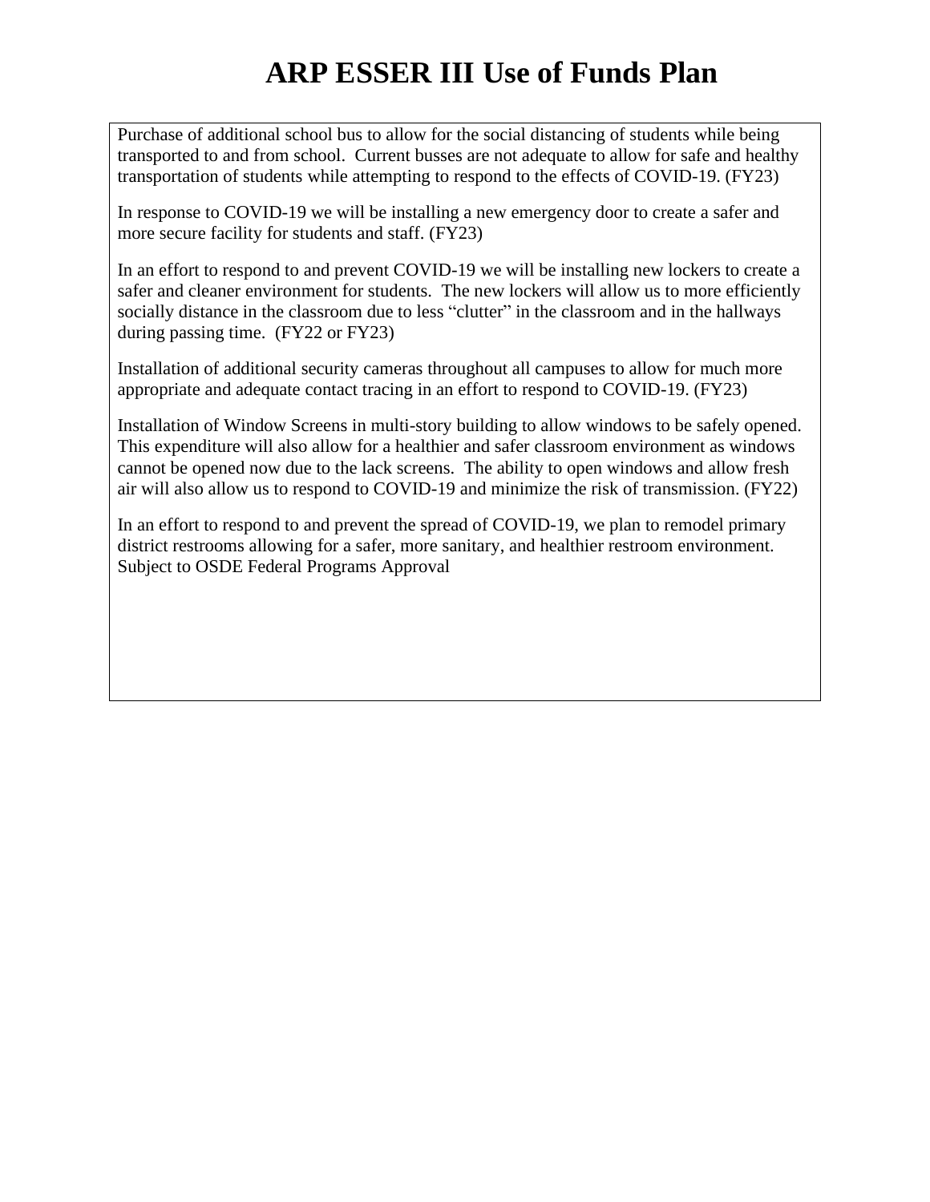# ARP ESSER III Use of Funds Plan

Purchase of additional school bus to allow for the social distancing of students while being transported to and from school. Current busses are not adequate to allow for safe and healthy transportation of students while attempting to respond to the effects of COVID-19. (FY23)

In response to COVID-19 we will be installing a new emergency door to create a safer and more secure facility for students and staff. (FY23)

In an effort to respond to and prevent COVID-19 we will be installing new lockers to create a safer and cleaner environment for students. The new lockers will allow us to more efficiently socially distance in the classroom due to less "clutter" in the classroom and in the hallways during passing time. (FY22 or FY23)

Installation of additional security cameras throughout all campuses to allow for much more appropriate and adequate contact tracing in an effort to respond to COVID-19. (FY23)

Installation of Window Screens in multi-story building to allow windows to be safely opened. This expenditure will also allow for a healthier and safer classroom environment as windows cannot be opened now due to the lack screens. The ability to open windows and allow fresh air will also allow us to respond to COVID-19 and minimize the risk of transmission. (FY22)

In an effort to respond to and prevent the spread of COVID-19, we plan to remodel primary district restrooms allowing for a safer, more sanitary, and healthier restroom environment. Subject to OSDE Federal Programs Approval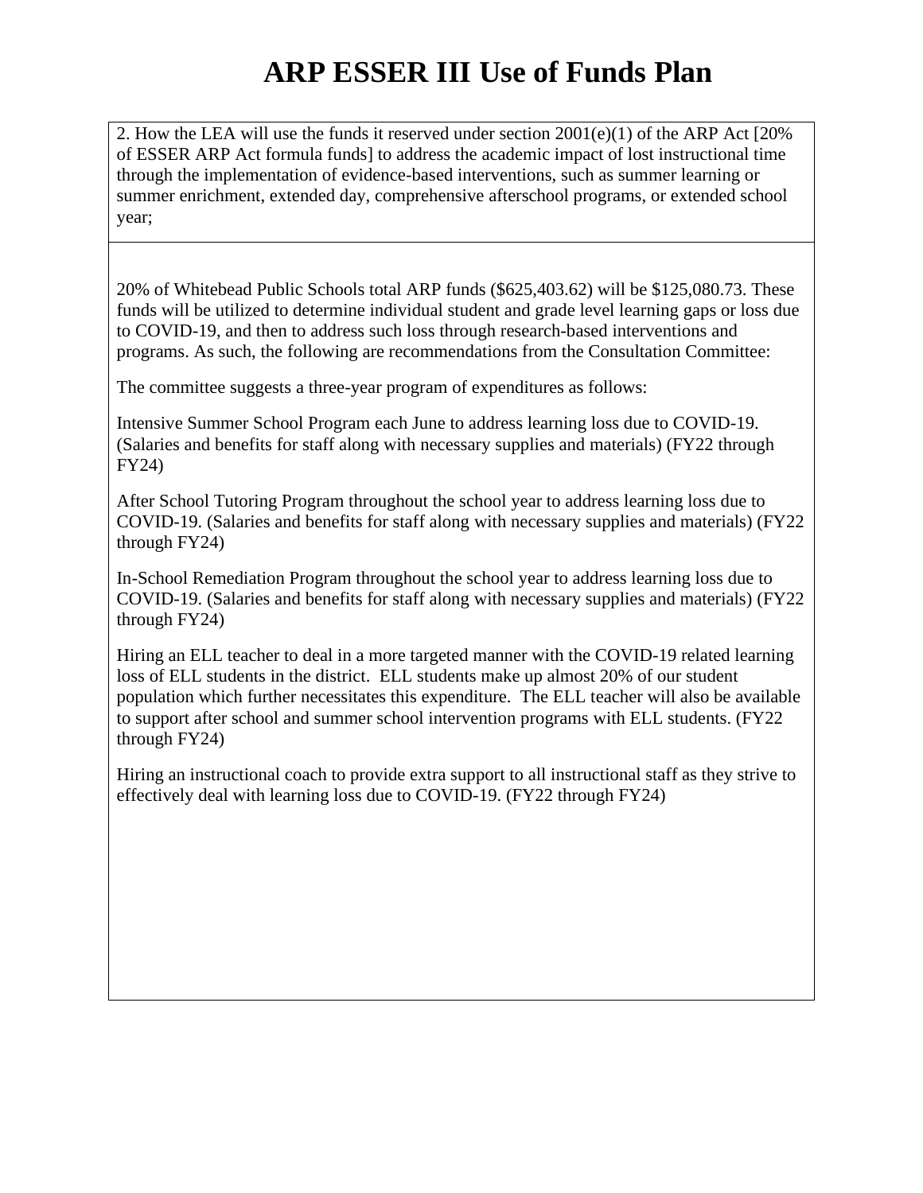# ARP ESSER III Use of Funds Plan

2. How the LEA will use the funds it reserved under section 2001(e)(1) of the ARP Act [20% of ESSER ARP Act formula funds] to address the academic impact of lost instructional time through the implementation of evidence-based interventions, such as summer learning or summer enrichment, extended day, comprehensive afterschool programs, or extended school year;

20% of Whitebead Public Schools total ARP funds ($625,403.62) will be $125,080.73. These funds will be utilized to determine individual student and grade level learning gaps or loss due to COVID-19, and then to address such loss through research-based interventions and programs. As such, the following are recommendations from the Consultation Committee:

The committee suggests a three-year program of expenditures as follows:

Intensive Summer School Program each June to address learning loss due to COVID-19. (Salaries and benefits for staff along with necessary supplies and materials) (FY22 through FY24)

After School Tutoring Program throughout the school year to address learning loss due to COVID-19. (Salaries and benefits for staff along with necessary supplies and materials) (FY22 through FY24)

In-School Remediation Program throughout the school year to address learning loss due to COVID-19. (Salaries and benefits for staff along with necessary supplies and materials) (FY22 through FY24)

Hiring an ELL teacher to deal in a more targeted manner with the COVID-19 related learning loss of ELL students in the district. ELL students make up almost 20% of our student population which further necessitates this expenditure. The ELL teacher will also be available to support after school and summer school intervention programs with ELL students. (FY22 through FY24)

Hiring an instructional coach to provide extra support to all instructional staff as they strive to effectively deal with learning loss due to COVID-19. (FY22 through FY24)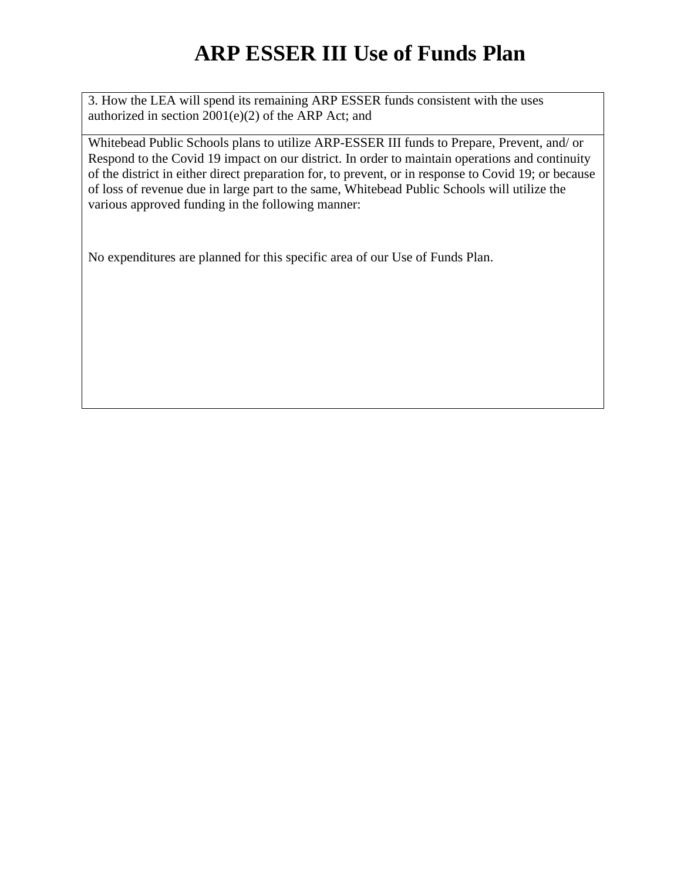# ARP ESSER III Use of Funds Plan

| 3. How the LEA will spend its remaining ARP ESSER funds consistent with the uses authorized in section 2001(e)(2) of the ARP Act; and |
|---|
| Whitebead Public Schools plans to utilize ARP-ESSER III funds to Prepare, Prevent, and/ or Respond to the Covid 19 impact on our district. In order to maintain operations and continuity of the district in either direct preparation for, to prevent, or in response to Covid 19; or because of loss of revenue due in large part to the same, Whitebead Public Schools will utilize the various approved funding in the following manner:<br><br>No expenditures are planned for this specific area of our Use of Funds Plan. |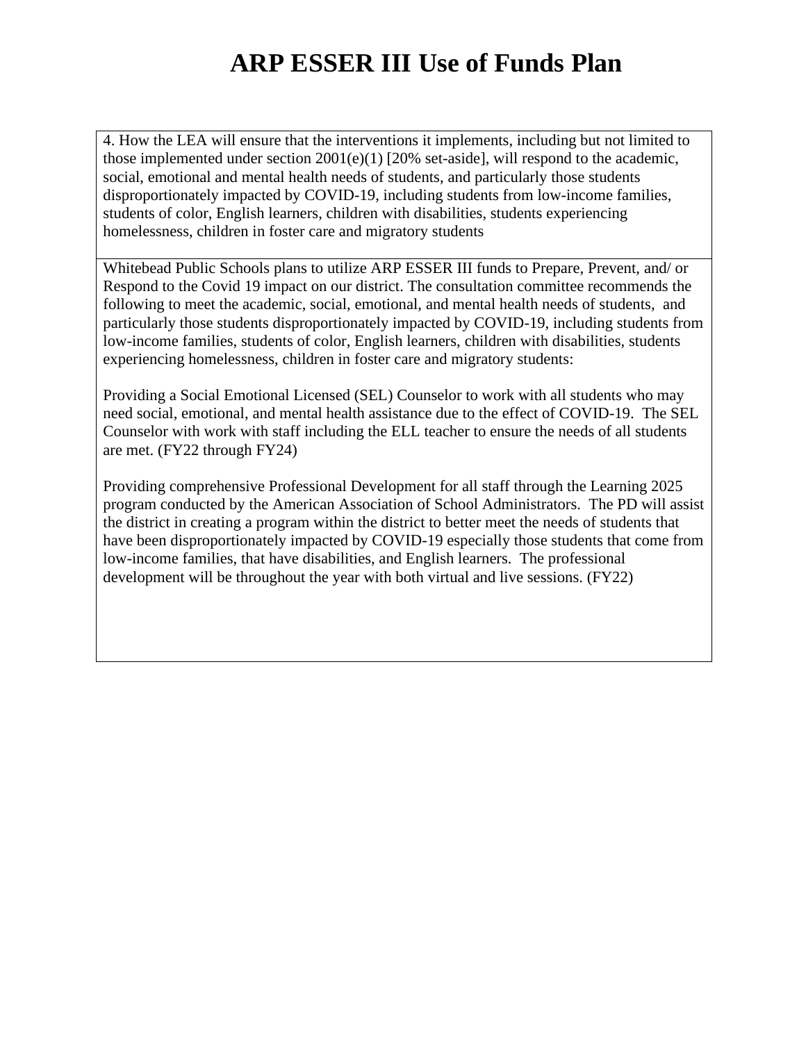# ARP ESSER III Use of Funds Plan

| 4. How the LEA will ensure that the interventions it implements, including but not limited to those implemented under section 2001(e)(1) [20% set-aside], will respond to the academic, social, emotional and mental health needs of students, and particularly those students disproportionately impacted by COVID-19, including students from low-income families, students of color, English learners, children with disabilities, students experiencing homelessness, children in foster care and migratory students |
|---|
| Whitebead Public Schools plans to utilize ARP ESSER III funds to Prepare, Prevent, and/ or Respond to the Covid 19 impact on our district. The consultation committee recommends the following to meet the academic, social, emotional, and mental health needs of students, and particularly those students disproportionately impacted by COVID-19, including students from low-income families, students of color, English learners, children with disabilities, students experiencing homelessness, children in foster care and migratory students:<br><br>Providing a Social Emotional Licensed (SEL) Counselor to work with all students who may need social, emotional, and mental health assistance due to the effect of COVID-19. The SEL Counselor with work with staff including the ELL teacher to ensure the needs of all students are met. (FY22 through FY24)<br><br>Providing comprehensive Professional Development for all staff through the Learning 2025 program conducted by the American Association of School Administrators. The PD will assist the district in creating a program within the district to better meet the needs of students that have been disproportionately impacted by COVID-19 especially those students that come from low-income families, that have disabilities, and English learners. The professional development will be throughout the year with both virtual and live sessions. (FY22) |